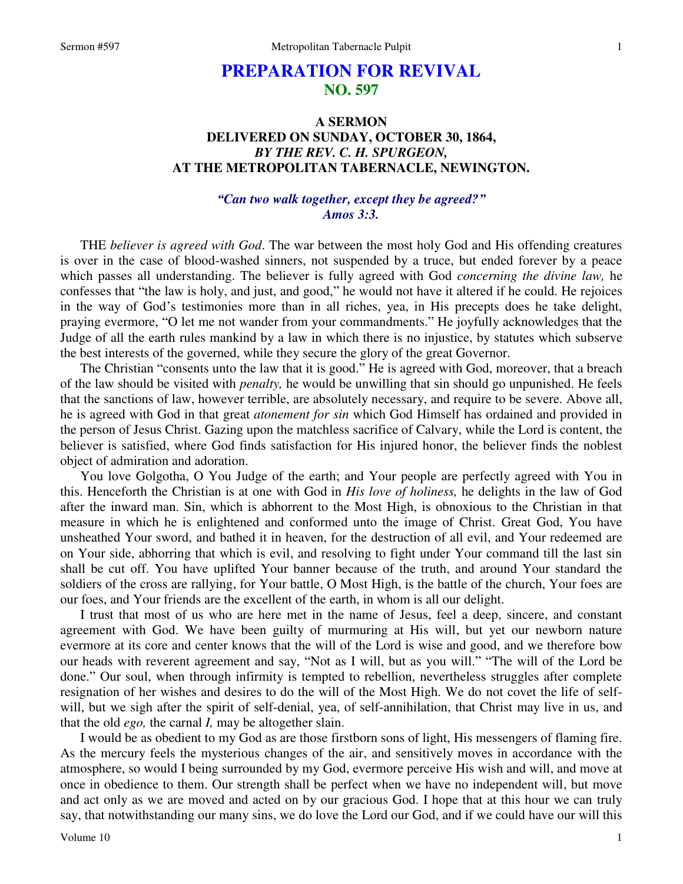# PREPARATION FOR REVIVAL
## NO. 597

### A SERMON
### DELIVERED ON SUNDAY, OCTOBER 30, 1864,
### *BY THE REV. C. H. SPURGEON,*
### AT THE METROPOLITAN TABERNACLE, NEWINGTON.

***"Can two walk together, except they be agreed?" Amos 3:3.***

THE *believer is agreed with God*. The war between the most holy God and His offending creatures is over in the case of blood-washed sinners, not suspended by a truce, but ended forever by a peace which passes all understanding. The believer is fully agreed with God *concerning the divine law,* he confesses that "the law is holy, and just, and good," he would not have it altered if he could. He rejoices in the way of God's testimonies more than in all riches, yea, in His precepts does he take delight, praying evermore, "O let me not wander from your commandments." He joyfully acknowledges that the Judge of all the earth rules mankind by a law in which there is no injustice, by statutes which subserve the best interests of the governed, while they secure the glory of the great Governor.

The Christian "consents unto the law that it is good." He is agreed with God, moreover, that a breach of the law should be visited with *penalty,* he would be unwilling that sin should go unpunished. He feels that the sanctions of law, however terrible, are absolutely necessary, and require to be severe. Above all, he is agreed with God in that great *atonement for sin* which God Himself has ordained and provided in the person of Jesus Christ. Gazing upon the matchless sacrifice of Calvary, while the Lord is content, the believer is satisfied, where God finds satisfaction for His injured honor, the believer finds the noblest object of admiration and adoration.

You love Golgotha, O You Judge of the earth; and Your people are perfectly agreed with You in this. Henceforth the Christian is at one with God in *His love of holiness,* he delights in the law of God after the inward man. Sin, which is abhorrent to the Most High, is obnoxious to the Christian in that measure in which he is enlightened and conformed unto the image of Christ. Great God, You have unsheathed Your sword, and bathed it in heaven, for the destruction of all evil, and Your redeemed are on Your side, abhorring that which is evil, and resolving to fight under Your command till the last sin shall be cut off. You have uplifted Your banner because of the truth, and around Your standard the soldiers of the cross are rallying, for Your battle, O Most High, is the battle of the church, Your foes are our foes, and Your friends are the excellent of the earth, in whom is all our delight.

I trust that most of us who are here met in the name of Jesus, feel a deep, sincere, and constant agreement with God. We have been guilty of murmuring at His will, but yet our newborn nature evermore at its core and center knows that the will of the Lord is wise and good, and we therefore bow our heads with reverent agreement and say, "Not as I will, but as you will." "The will of the Lord be done." Our soul, when through infirmity is tempted to rebellion, nevertheless struggles after complete resignation of her wishes and desires to do the will of the Most High. We do not covet the life of self-will, but we sigh after the spirit of self-denial, yea, of self-annihilation, that Christ may live in us, and that the old *ego,* the carnal *I,* may be altogether slain.

I would be as obedient to my God as are those firstborn sons of light, His messengers of flaming fire. As the mercury feels the mysterious changes of the air, and sensitively moves in accordance with the atmosphere, so would I being surrounded by my God, evermore perceive His wish and will, and move at once in obedience to them. Our strength shall be perfect when we have no independent will, but move and act only as we are moved and acted on by our gracious God. I hope that at this hour we can truly say, that notwithstanding our many sins, we do love the Lord our God, and if we could have our will this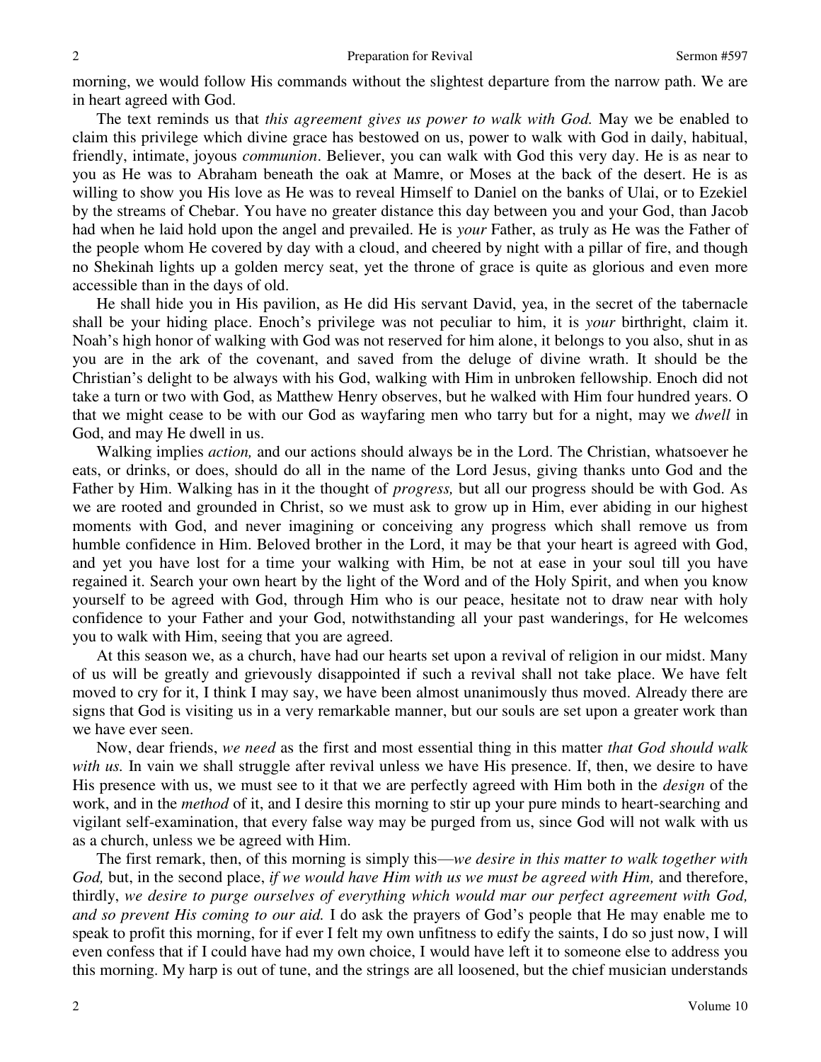morning, we would follow His commands without the slightest departure from the narrow path. We are in heart agreed with God.

The text reminds us that *this agreement gives us power to walk with God.* May we be enabled to claim this privilege which divine grace has bestowed on us, power to walk with God in daily, habitual, friendly, intimate, joyous *communion*. Believer, you can walk with God this very day. He is as near to you as He was to Abraham beneath the oak at Mamre, or Moses at the back of the desert. He is as willing to show you His love as He was to reveal Himself to Daniel on the banks of Ulai, or to Ezekiel by the streams of Chebar. You have no greater distance this day between you and your God, than Jacob had when he laid hold upon the angel and prevailed. He is *your* Father, as truly as He was the Father of the people whom He covered by day with a cloud, and cheered by night with a pillar of fire, and though no Shekinah lights up a golden mercy seat, yet the throne of grace is quite as glorious and even more accessible than in the days of old.

He shall hide you in His pavilion, as He did His servant David, yea, in the secret of the tabernacle shall be your hiding place. Enoch's privilege was not peculiar to him, it is *your* birthright, claim it. Noah's high honor of walking with God was not reserved for him alone, it belongs to you also, shut in as you are in the ark of the covenant, and saved from the deluge of divine wrath. It should be the Christian's delight to be always with his God, walking with Him in unbroken fellowship. Enoch did not take a turn or two with God, as Matthew Henry observes, but he walked with Him four hundred years. O that we might cease to be with our God as wayfaring men who tarry but for a night, may we *dwell* in God, and may He dwell in us.

Walking implies *action,* and our actions should always be in the Lord. The Christian, whatsoever he eats, or drinks, or does, should do all in the name of the Lord Jesus, giving thanks unto God and the Father by Him. Walking has in it the thought of *progress,* but all our progress should be with God. As we are rooted and grounded in Christ, so we must ask to grow up in Him, ever abiding in our highest moments with God, and never imagining or conceiving any progress which shall remove us from humble confidence in Him. Beloved brother in the Lord, it may be that your heart is agreed with God, and yet you have lost for a time your walking with Him, be not at ease in your soul till you have regained it. Search your own heart by the light of the Word and of the Holy Spirit, and when you know yourself to be agreed with God, through Him who is our peace, hesitate not to draw near with holy confidence to your Father and your God, notwithstanding all your past wanderings, for He welcomes you to walk with Him, seeing that you are agreed.

At this season we, as a church, have had our hearts set upon a revival of religion in our midst. Many of us will be greatly and grievously disappointed if such a revival shall not take place. We have felt moved to cry for it, I think I may say, we have been almost unanimously thus moved. Already there are signs that God is visiting us in a very remarkable manner, but our souls are set upon a greater work than we have ever seen.

Now, dear friends, *we need* as the first and most essential thing in this matter *that God should walk with us.* In vain we shall struggle after revival unless we have His presence. If, then, we desire to have His presence with us, we must see to it that we are perfectly agreed with Him both in the *design* of the work, and in the *method* of it, and I desire this morning to stir up your pure minds to heart-searching and vigilant self-examination, that every false way may be purged from us, since God will not walk with us as a church, unless we be agreed with Him.

The first remark, then, of this morning is simply this—*we desire in this matter to walk together with God,* but, in the second place, *if we would have Him with us we must be agreed with Him,* and therefore, thirdly, *we desire to purge ourselves of everything which would mar our perfect agreement with God, and so prevent His coming to our aid.* I do ask the prayers of God's people that He may enable me to speak to profit this morning, for if ever I felt my own unfitness to edify the saints, I do so just now, I will even confess that if I could have had my own choice, I would have left it to someone else to address you this morning. My harp is out of tune, and the strings are all loosened, but the chief musician understands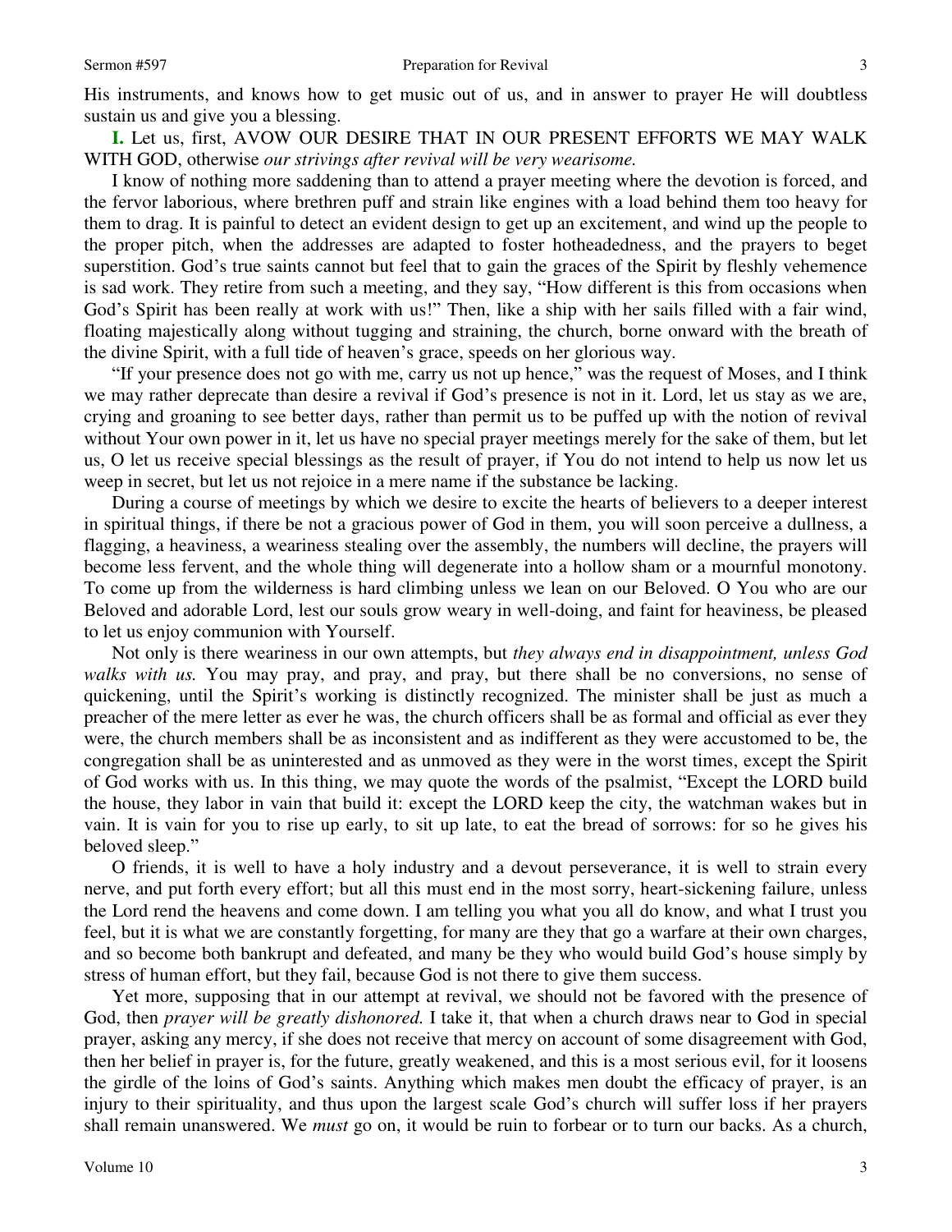His instruments, and knows how to get music out of us, and in answer to prayer He will doubtless sustain us and give you a blessing.

**I.** Let us, first, AVOW OUR DESIRE THAT IN OUR PRESENT EFFORTS WE MAY WALK WITH GOD, otherwise *our strivings after revival will be very wearisome.*

I know of nothing more saddening than to attend a prayer meeting where the devotion is forced, and the fervor laborious, where brethren puff and strain like engines with a load behind them too heavy for them to drag. It is painful to detect an evident design to get up an excitement, and wind up the people to the proper pitch, when the addresses are adapted to foster hotheadedness, and the prayers to beget superstition. God's true saints cannot but feel that to gain the graces of the Spirit by fleshly vehemence is sad work. They retire from such a meeting, and they say, "How different is this from occasions when God's Spirit has been really at work with us!" Then, like a ship with her sails filled with a fair wind, floating majestically along without tugging and straining, the church, borne onward with the breath of the divine Spirit, with a full tide of heaven's grace, speeds on her glorious way.

"If your presence does not go with me, carry us not up hence," was the request of Moses, and I think we may rather deprecate than desire a revival if God's presence is not in it. Lord, let us stay as we are, crying and groaning to see better days, rather than permit us to be puffed up with the notion of revival without Your own power in it, let us have no special prayer meetings merely for the sake of them, but let us, O let us receive special blessings as the result of prayer, if You do not intend to help us now let us weep in secret, but let us not rejoice in a mere name if the substance be lacking.

During a course of meetings by which we desire to excite the hearts of believers to a deeper interest in spiritual things, if there be not a gracious power of God in them, you will soon perceive a dullness, a flagging, a heaviness, a weariness stealing over the assembly, the numbers will decline, the prayers will become less fervent, and the whole thing will degenerate into a hollow sham or a mournful monotony. To come up from the wilderness is hard climbing unless we lean on our Beloved. O You who are our Beloved and adorable Lord, lest our souls grow weary in well-doing, and faint for heaviness, be pleased to let us enjoy communion with Yourself.

Not only is there weariness in our own attempts, but *they always end in disappointment, unless God walks with us.* You may pray, and pray, and pray, but there shall be no conversions, no sense of quickening, until the Spirit's working is distinctly recognized. The minister shall be just as much a preacher of the mere letter as ever he was, the church officers shall be as formal and official as ever they were, the church members shall be as inconsistent and as indifferent as they were accustomed to be, the congregation shall be as uninterested and as unmoved as they were in the worst times, except the Spirit of God works with us. In this thing, we may quote the words of the psalmist, "Except the LORD build the house, they labor in vain that build it: except the LORD keep the city, the watchman wakes but in vain. It is vain for you to rise up early, to sit up late, to eat the bread of sorrows: for so he gives his beloved sleep."

O friends, it is well to have a holy industry and a devout perseverance, it is well to strain every nerve, and put forth every effort; but all this must end in the most sorry, heart-sickening failure, unless the Lord rend the heavens and come down. I am telling you what you all do know, and what I trust you feel, but it is what we are constantly forgetting, for many are they that go a warfare at their own charges, and so become both bankrupt and defeated, and many be they who would build God's house simply by stress of human effort, but they fail, because God is not there to give them success.

Yet more, supposing that in our attempt at revival, we should not be favored with the presence of God, then *prayer will be greatly dishonored.* I take it, that when a church draws near to God in special prayer, asking any mercy, if she does not receive that mercy on account of some disagreement with God, then her belief in prayer is, for the future, greatly weakened, and this is a most serious evil, for it loosens the girdle of the loins of God's saints. Anything which makes men doubt the efficacy of prayer, is an injury to their spirituality, and thus upon the largest scale God's church will suffer loss if her prayers shall remain unanswered. We *must* go on, it would be ruin to forbear or to turn our backs. As a church,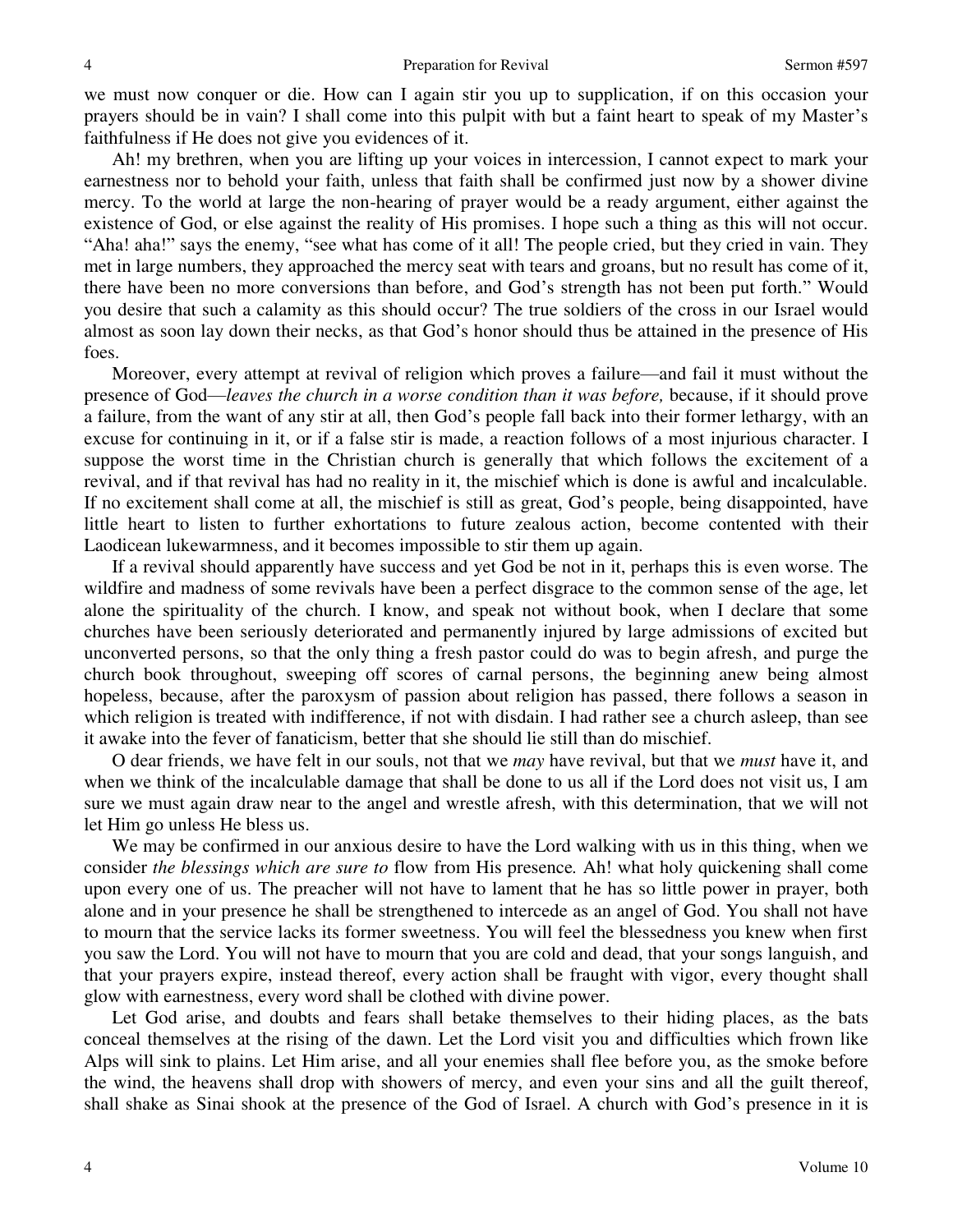we must now conquer or die. How can I again stir you up to supplication, if on this occasion your prayers should be in vain? I shall come into this pulpit with but a faint heart to speak of my Master's faithfulness if He does not give you evidences of it.

Ah! my brethren, when you are lifting up your voices in intercession, I cannot expect to mark your earnestness nor to behold your faith, unless that faith shall be confirmed just now by a shower divine mercy. To the world at large the non-hearing of prayer would be a ready argument, either against the existence of God, or else against the reality of His promises. I hope such a thing as this will not occur. "Aha! aha!" says the enemy, "see what has come of it all! The people cried, but they cried in vain. They met in large numbers, they approached the mercy seat with tears and groans, but no result has come of it, there have been no more conversions than before, and God's strength has not been put forth." Would you desire that such a calamity as this should occur? The true soldiers of the cross in our Israel would almost as soon lay down their necks, as that God's honor should thus be attained in the presence of His foes.

Moreover, every attempt at revival of religion which proves a failure—and fail it must without the presence of God—*leaves the church in a worse condition than it was before,* because, if it should prove a failure, from the want of any stir at all, then God's people fall back into their former lethargy, with an excuse for continuing in it, or if a false stir is made, a reaction follows of a most injurious character. I suppose the worst time in the Christian church is generally that which follows the excitement of a revival, and if that revival has had no reality in it, the mischief which is done is awful and incalculable. If no excitement shall come at all, the mischief is still as great, God's people, being disappointed, have little heart to listen to further exhortations to future zealous action, become contented with their Laodicean lukewarmness, and it becomes impossible to stir them up again.

If a revival should apparently have success and yet God be not in it, perhaps this is even worse. The wildfire and madness of some revivals have been a perfect disgrace to the common sense of the age, let alone the spirituality of the church. I know, and speak not without book, when I declare that some churches have been seriously deteriorated and permanently injured by large admissions of excited but unconverted persons, so that the only thing a fresh pastor could do was to begin afresh, and purge the church book throughout, sweeping off scores of carnal persons, the beginning anew being almost hopeless, because, after the paroxysm of passion about religion has passed, there follows a season in which religion is treated with indifference, if not with disdain. I had rather see a church asleep, than see it awake into the fever of fanaticism, better that she should lie still than do mischief.

O dear friends, we have felt in our souls, not that we *may* have revival, but that we *must* have it, and when we think of the incalculable damage that shall be done to us all if the Lord does not visit us, I am sure we must again draw near to the angel and wrestle afresh, with this determination, that we will not let Him go unless He bless us.

We may be confirmed in our anxious desire to have the Lord walking with us in this thing, when we consider *the blessings which are sure to* flow from His presence*.* Ah! what holy quickening shall come upon every one of us. The preacher will not have to lament that he has so little power in prayer, both alone and in your presence he shall be strengthened to intercede as an angel of God. You shall not have to mourn that the service lacks its former sweetness. You will feel the blessedness you knew when first you saw the Lord. You will not have to mourn that you are cold and dead, that your songs languish, and that your prayers expire, instead thereof, every action shall be fraught with vigor, every thought shall glow with earnestness, every word shall be clothed with divine power.

Let God arise, and doubts and fears shall betake themselves to their hiding places, as the bats conceal themselves at the rising of the dawn. Let the Lord visit you and difficulties which frown like Alps will sink to plains. Let Him arise, and all your enemies shall flee before you, as the smoke before the wind, the heavens shall drop with showers of mercy, and even your sins and all the guilt thereof, shall shake as Sinai shook at the presence of the God of Israel. A church with God's presence in it is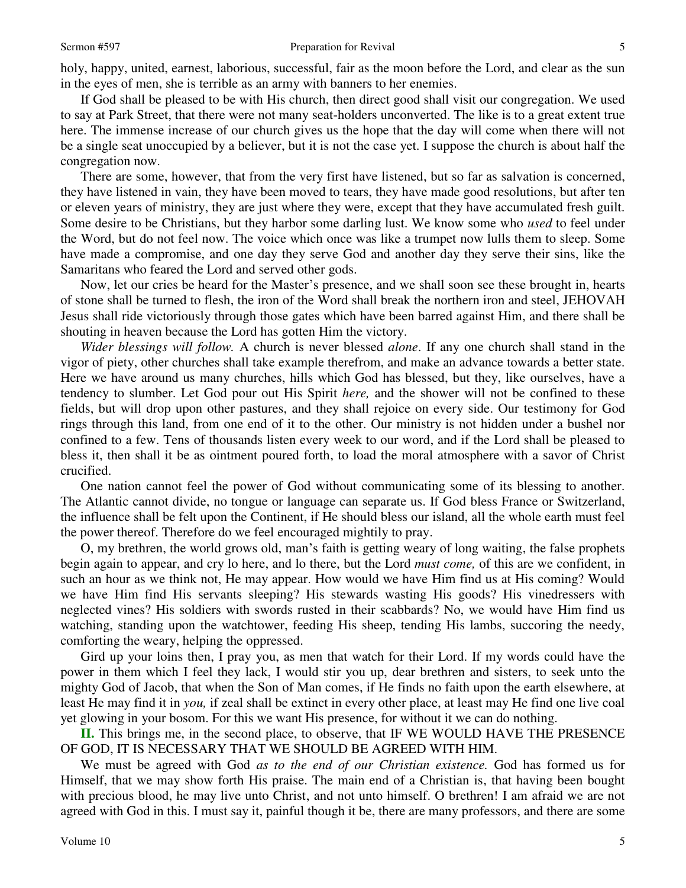holy, happy, united, earnest, laborious, successful, fair as the moon before the Lord, and clear as the sun in the eyes of men, she is terrible as an army with banners to her enemies.

If God shall be pleased to be with His church, then direct good shall visit our congregation. We used to say at Park Street, that there were not many seat-holders unconverted. The like is to a great extent true here. The immense increase of our church gives us the hope that the day will come when there will not be a single seat unoccupied by a believer, but it is not the case yet. I suppose the church is about half the congregation now.

There are some, however, that from the very first have listened, but so far as salvation is concerned, they have listened in vain, they have been moved to tears, they have made good resolutions, but after ten or eleven years of ministry, they are just where they were, except that they have accumulated fresh guilt. Some desire to be Christians, but they harbor some darling lust. We know some who *used* to feel under the Word, but do not feel now. The voice which once was like a trumpet now lulls them to sleep. Some have made a compromise, and one day they serve God and another day they serve their sins, like the Samaritans who feared the Lord and served other gods.

Now, let our cries be heard for the Master's presence, and we shall soon see these brought in, hearts of stone shall be turned to flesh, the iron of the Word shall break the northern iron and steel, JEHOVAH Jesus shall ride victoriously through those gates which have been barred against Him, and there shall be shouting in heaven because the Lord has gotten Him the victory.

*Wider blessings will follow.* A church is never blessed *alone*. If any one church shall stand in the vigor of piety, other churches shall take example therefrom, and make an advance towards a better state. Here we have around us many churches, hills which God has blessed, but they, like ourselves, have a tendency to slumber. Let God pour out His Spirit *here,* and the shower will not be confined to these fields, but will drop upon other pastures, and they shall rejoice on every side. Our testimony for God rings through this land, from one end of it to the other. Our ministry is not hidden under a bushel nor confined to a few. Tens of thousands listen every week to our word, and if the Lord shall be pleased to bless it, then shall it be as ointment poured forth, to load the moral atmosphere with a savor of Christ crucified.

One nation cannot feel the power of God without communicating some of its blessing to another. The Atlantic cannot divide, no tongue or language can separate us. If God bless France or Switzerland, the influence shall be felt upon the Continent, if He should bless our island, all the whole earth must feel the power thereof. Therefore do we feel encouraged mightily to pray.

O, my brethren, the world grows old, man's faith is getting weary of long waiting, the false prophets begin again to appear, and cry lo here, and lo there, but the Lord *must come,* of this are we confident, in such an hour as we think not, He may appear. How would we have Him find us at His coming? Would we have Him find His servants sleeping? His stewards wasting His goods? His vinedressers with neglected vines? His soldiers with swords rusted in their scabbards? No, we would have Him find us watching, standing upon the watchtower, feeding His sheep, tending His lambs, succoring the needy, comforting the weary, helping the oppressed.

Gird up your loins then, I pray you, as men that watch for their Lord. If my words could have the power in them which I feel they lack, I would stir you up, dear brethren and sisters, to seek unto the mighty God of Jacob, that when the Son of Man comes, if He finds no faith upon the earth elsewhere, at least He may find it in *you,* if zeal shall be extinct in every other place, at least may He find one live coal yet glowing in your bosom. For this we want His presence, for without it we can do nothing.

**II.** This brings me, in the second place, to observe, that IF WE WOULD HAVE THE PRESENCE OF GOD, IT IS NECESSARY THAT WE SHOULD BE AGREED WITH HIM.

We must be agreed with God *as to the end of our Christian existence.* God has formed us for Himself, that we may show forth His praise. The main end of a Christian is, that having been bought with precious blood, he may live unto Christ, and not unto himself. O brethren! I am afraid we are not agreed with God in this. I must say it, painful though it be, there are many professors, and there are some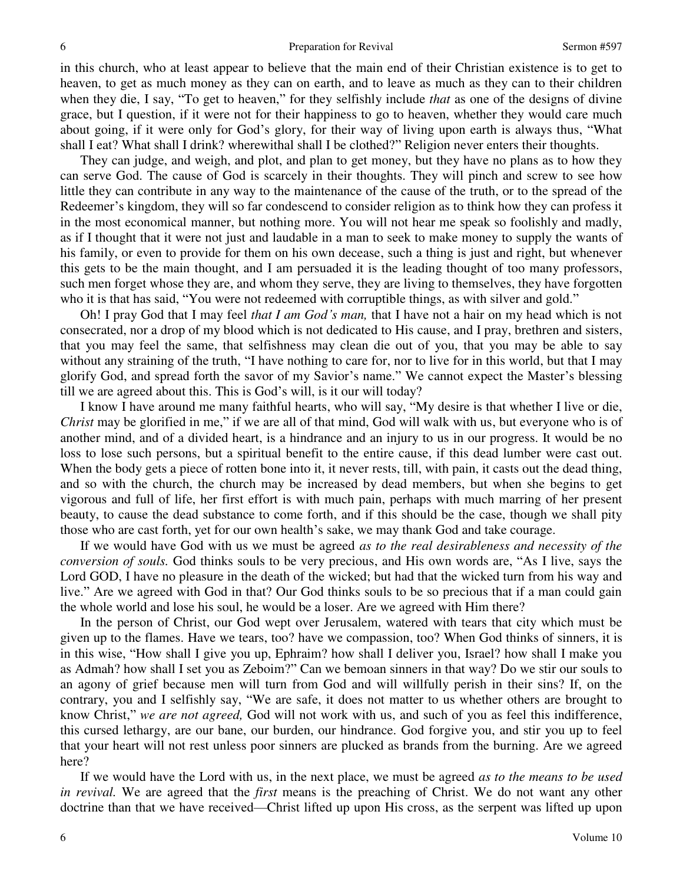in this church, who at least appear to believe that the main end of their Christian existence is to get to heaven, to get as much money as they can on earth, and to leave as much as they can to their children when they die, I say, "To get to heaven," for they selfishly include *that* as one of the designs of divine grace, but I question, if it were not for their happiness to go to heaven, whether they would care much about going, if it were only for God's glory, for their way of living upon earth is always thus, "What shall I eat? What shall I drink? wherewithal shall I be clothed?" Religion never enters their thoughts.

They can judge, and weigh, and plot, and plan to get money, but they have no plans as to how they can serve God. The cause of God is scarcely in their thoughts. They will pinch and screw to see how little they can contribute in any way to the maintenance of the cause of the truth, or to the spread of the Redeemer's kingdom, they will so far condescend to consider religion as to think how they can profess it in the most economical manner, but nothing more. You will not hear me speak so foolishly and madly, as if I thought that it were not just and laudable in a man to seek to make money to supply the wants of his family, or even to provide for them on his own decease, such a thing is just and right, but whenever this gets to be the main thought, and I am persuaded it is the leading thought of too many professors, such men forget whose they are, and whom they serve, they are living to themselves, they have forgotten who it is that has said, "You were not redeemed with corruptible things, as with silver and gold."

Oh! I pray God that I may feel *that I am God's man,* that I have not a hair on my head which is not consecrated, nor a drop of my blood which is not dedicated to His cause, and I pray, brethren and sisters, that you may feel the same, that selfishness may clean die out of you, that you may be able to say without any straining of the truth, "I have nothing to care for, nor to live for in this world, but that I may glorify God, and spread forth the savor of my Savior's name." We cannot expect the Master's blessing till we are agreed about this. This is God's will, is it our will today?

I know I have around me many faithful hearts, who will say, "My desire is that whether I live or die, *Christ* may be glorified in me," if we are all of that mind, God will walk with us, but everyone who is of another mind, and of a divided heart, is a hindrance and an injury to us in our progress. It would be no loss to lose such persons, but a spiritual benefit to the entire cause, if this dead lumber were cast out. When the body gets a piece of rotten bone into it, it never rests, till, with pain, it casts out the dead thing, and so with the church, the church may be increased by dead members, but when she begins to get vigorous and full of life, her first effort is with much pain, perhaps with much marring of her present beauty, to cause the dead substance to come forth, and if this should be the case, though we shall pity those who are cast forth, yet for our own health's sake, we may thank God and take courage.

If we would have God with us we must be agreed *as to the real desirableness and necessity of the conversion of souls.* God thinks souls to be very precious, and His own words are, "As I live, says the Lord GOD, I have no pleasure in the death of the wicked; but had that the wicked turn from his way and live." Are we agreed with God in that? Our God thinks souls to be so precious that if a man could gain the whole world and lose his soul, he would be a loser. Are we agreed with Him there?

In the person of Christ, our God wept over Jerusalem, watered with tears that city which must be given up to the flames. Have we tears, too? have we compassion, too? When God thinks of sinners, it is in this wise, "How shall I give you up, Ephraim? how shall I deliver you, Israel? how shall I make you as Admah? how shall I set you as Zeboim?" Can we bemoan sinners in that way? Do we stir our souls to an agony of grief because men will turn from God and will willfully perish in their sins? If, on the contrary, you and I selfishly say, "We are safe, it does not matter to us whether others are brought to know Christ," *we are not agreed,* God will not work with us, and such of you as feel this indifference, this cursed lethargy, are our bane, our burden, our hindrance. God forgive you, and stir you up to feel that your heart will not rest unless poor sinners are plucked as brands from the burning. Are we agreed here?

If we would have the Lord with us, in the next place, we must be agreed *as to the means to be used in revival.* We are agreed that the *first* means is the preaching of Christ. We do not want any other doctrine than that we have received—Christ lifted up upon His cross, as the serpent was lifted up upon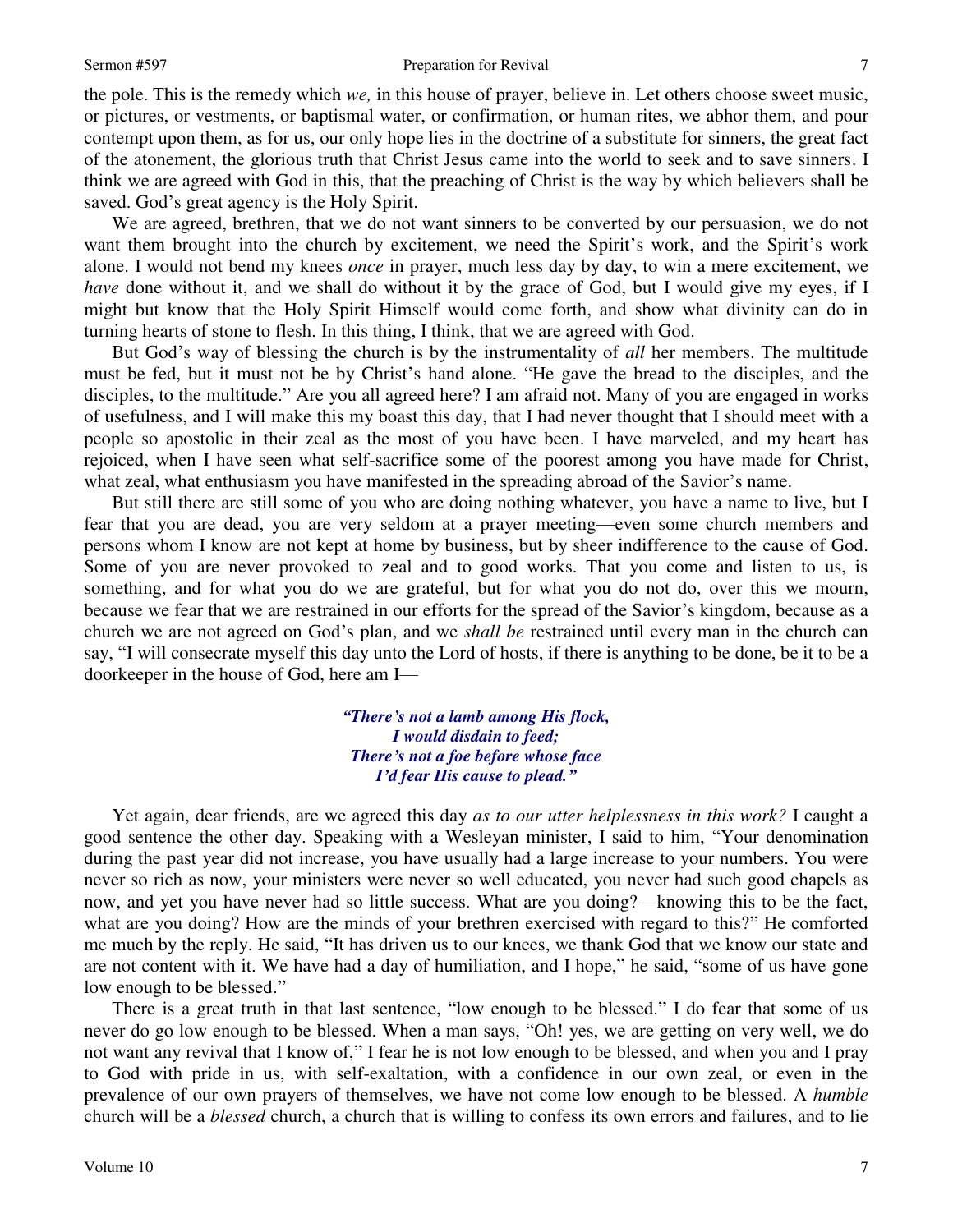the pole. This is the remedy which *we,* in this house of prayer, believe in. Let others choose sweet music, or pictures, or vestments, or baptismal water, or confirmation, or human rites, we abhor them, and pour contempt upon them, as for us, our only hope lies in the doctrine of a substitute for sinners, the great fact of the atonement, the glorious truth that Christ Jesus came into the world to seek and to save sinners. I think we are agreed with God in this, that the preaching of Christ is the way by which believers shall be saved. God's great agency is the Holy Spirit.

We are agreed, brethren, that we do not want sinners to be converted by our persuasion, we do not want them brought into the church by excitement, we need the Spirit's work, and the Spirit's work alone. I would not bend my knees *once* in prayer, much less day by day, to win a mere excitement, we *have* done without it, and we shall do without it by the grace of God, but I would give my eyes, if I might but know that the Holy Spirit Himself would come forth, and show what divinity can do in turning hearts of stone to flesh. In this thing, I think, that we are agreed with God.

But God's way of blessing the church is by the instrumentality of *all* her members. The multitude must be fed, but it must not be by Christ's hand alone. "He gave the bread to the disciples, and the disciples, to the multitude." Are you all agreed here? I am afraid not. Many of you are engaged in works of usefulness, and I will make this my boast this day, that I had never thought that I should meet with a people so apostolic in their zeal as the most of you have been. I have marveled, and my heart has rejoiced, when I have seen what self-sacrifice some of the poorest among you have made for Christ, what zeal, what enthusiasm you have manifested in the spreading abroad of the Savior's name.

But still there are still some of you who are doing nothing whatever, you have a name to live, but I fear that you are dead, you are very seldom at a prayer meeting—even some church members and persons whom I know are not kept at home by business, but by sheer indifference to the cause of God. Some of you are never provoked to zeal and to good works. That you come and listen to us, is something, and for what you do we are grateful, but for what you do not do, over this we mourn, because we fear that we are restrained in our efforts for the spread of the Savior's kingdom, because as a church we are not agreed on God's plan, and we *shall be* restrained until every man in the church can say, "I will consecrate myself this day unto the Lord of hosts, if there is anything to be done, be it to be a doorkeeper in the house of God, here am I—

> ***"There's not a lamb among His flock,***
> ***I would disdain to feed;***
> ***There's not a foe before whose face***
> ***I'd fear His cause to plead."***

Yet again, dear friends, are we agreed this day *as to our utter helplessness in this work?* I caught a good sentence the other day. Speaking with a Wesleyan minister, I said to him, "Your denomination during the past year did not increase, you have usually had a large increase to your numbers. You were never so rich as now, your ministers were never so well educated, you never had such good chapels as now, and yet you have never had so little success. What are you doing?—knowing this to be the fact, what are you doing? How are the minds of your brethren exercised with regard to this?" He comforted me much by the reply. He said, "It has driven us to our knees, we thank God that we know our state and are not content with it. We have had a day of humiliation, and I hope," he said, "some of us have gone low enough to be blessed."

There is a great truth in that last sentence, "low enough to be blessed." I do fear that some of us never do go low enough to be blessed. When a man says, "Oh! yes, we are getting on very well, we do not want any revival that I know of," I fear he is not low enough to be blessed, and when you and I pray to God with pride in us, with self-exaltation, with a confidence in our own zeal, or even in the prevalence of our own prayers of themselves, we have not come low enough to be blessed. A *humble* church will be a *blessed* church, a church that is willing to confess its own errors and failures, and to lie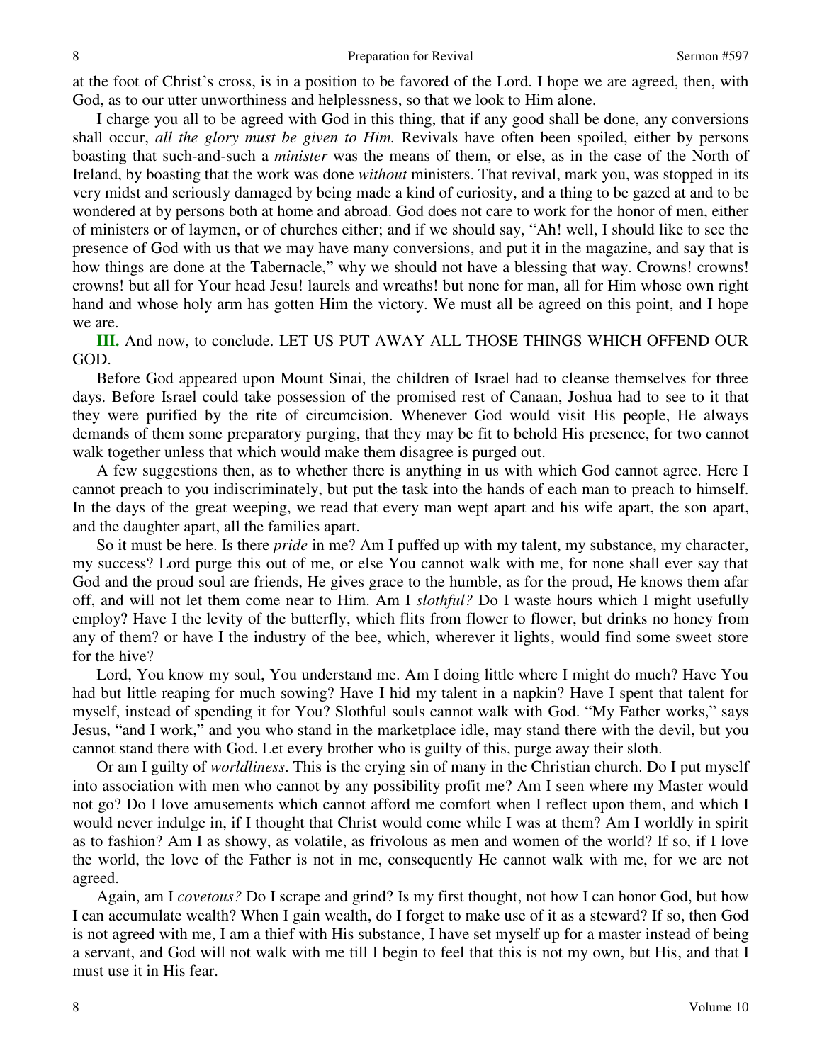at the foot of Christ's cross, is in a position to be favored of the Lord. I hope we are agreed, then, with God, as to our utter unworthiness and helplessness, so that we look to Him alone.

I charge you all to be agreed with God in this thing, that if any good shall be done, any conversions shall occur, *all the glory must be given to Him.* Revivals have often been spoiled, either by persons boasting that such-and-such a *minister* was the means of them, or else, as in the case of the North of Ireland, by boasting that the work was done *without* ministers. That revival, mark you, was stopped in its very midst and seriously damaged by being made a kind of curiosity, and a thing to be gazed at and to be wondered at by persons both at home and abroad. God does not care to work for the honor of men, either of ministers or of laymen, or of churches either; and if we should say, "Ah! well, I should like to see the presence of God with us that we may have many conversions, and put it in the magazine, and say that is how things are done at the Tabernacle," why we should not have a blessing that way. Crowns! crowns! crowns! but all for Your head Jesu! laurels and wreaths! but none for man, all for Him whose own right hand and whose holy arm has gotten Him the victory. We must all be agreed on this point, and I hope we are.

**III.** And now, to conclude. LET US PUT AWAY ALL THOSE THINGS WHICH OFFEND OUR GOD.

Before God appeared upon Mount Sinai, the children of Israel had to cleanse themselves for three days. Before Israel could take possession of the promised rest of Canaan, Joshua had to see to it that they were purified by the rite of circumcision. Whenever God would visit His people, He always demands of them some preparatory purging, that they may be fit to behold His presence, for two cannot walk together unless that which would make them disagree is purged out.

A few suggestions then, as to whether there is anything in us with which God cannot agree. Here I cannot preach to you indiscriminately, but put the task into the hands of each man to preach to himself. In the days of the great weeping, we read that every man wept apart and his wife apart, the son apart, and the daughter apart, all the families apart.

So it must be here. Is there *pride* in me? Am I puffed up with my talent, my substance, my character, my success? Lord purge this out of me, or else You cannot walk with me, for none shall ever say that God and the proud soul are friends, He gives grace to the humble, as for the proud, He knows them afar off, and will not let them come near to Him. Am I *slothful?* Do I waste hours which I might usefully employ? Have I the levity of the butterfly, which flits from flower to flower, but drinks no honey from any of them? or have I the industry of the bee, which, wherever it lights, would find some sweet store for the hive?

Lord, You know my soul, You understand me. Am I doing little where I might do much? Have You had but little reaping for much sowing? Have I hid my talent in a napkin? Have I spent that talent for myself, instead of spending it for You? Slothful souls cannot walk with God. "My Father works," says Jesus, "and I work," and you who stand in the marketplace idle, may stand there with the devil, but you cannot stand there with God. Let every brother who is guilty of this, purge away their sloth.

Or am I guilty of *worldliness*. This is the crying sin of many in the Christian church. Do I put myself into association with men who cannot by any possibility profit me? Am I seen where my Master would not go? Do I love amusements which cannot afford me comfort when I reflect upon them, and which I would never indulge in, if I thought that Christ would come while I was at them? Am I worldly in spirit as to fashion? Am I as showy, as volatile, as frivolous as men and women of the world? If so, if I love the world, the love of the Father is not in me, consequently He cannot walk with me, for we are not agreed.

Again, am I *covetous?* Do I scrape and grind? Is my first thought, not how I can honor God, but how I can accumulate wealth? When I gain wealth, do I forget to make use of it as a steward? If so, then God is not agreed with me, I am a thief with His substance, I have set myself up for a master instead of being a servant, and God will not walk with me till I begin to feel that this is not my own, but His, and that I must use it in His fear.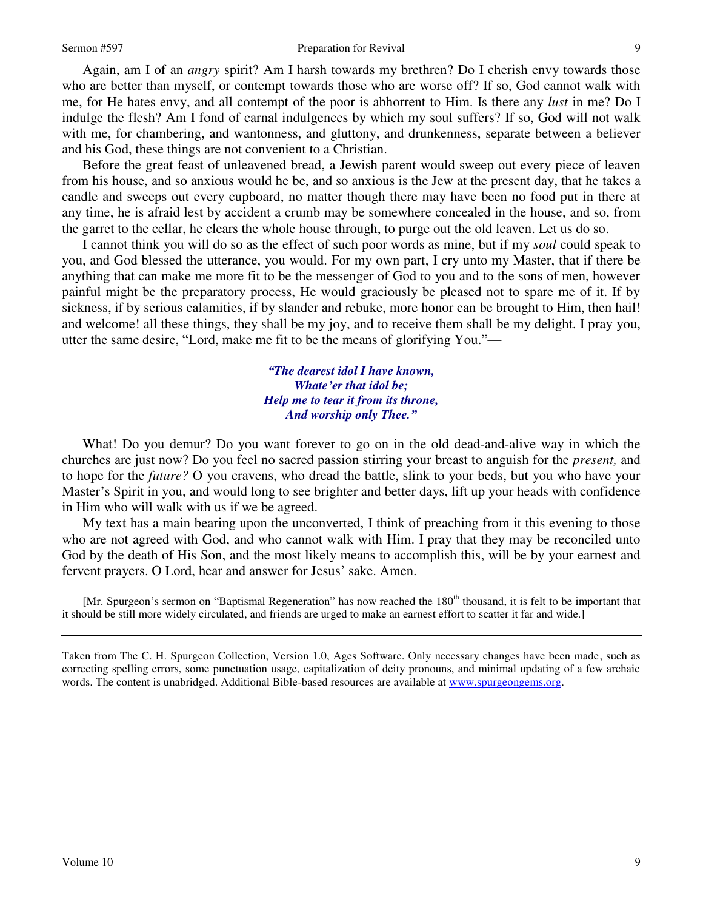Again, am I of an *angry* spirit? Am I harsh towards my brethren? Do I cherish envy towards those who are better than myself, or contempt towards those who are worse off? If so, God cannot walk with me, for He hates envy, and all contempt of the poor is abhorrent to Him. Is there any *lust* in me? Do I indulge the flesh? Am I fond of carnal indulgences by which my soul suffers? If so, God will not walk with me, for chambering, and wantonness, and gluttony, and drunkenness, separate between a believer and his God, these things are not convenient to a Christian.

Before the great feast of unleavened bread, a Jewish parent would sweep out every piece of leaven from his house, and so anxious would he be, and so anxious is the Jew at the present day, that he takes a candle and sweeps out every cupboard, no matter though there may have been no food put in there at any time, he is afraid lest by accident a crumb may be somewhere concealed in the house, and so, from the garret to the cellar, he clears the whole house through, to purge out the old leaven. Let us do so.

I cannot think you will do so as the effect of such poor words as mine, but if my *soul* could speak to you, and God blessed the utterance, you would. For my own part, I cry unto my Master, that if there be anything that can make me more fit to be the messenger of God to you and to the sons of men, however painful might be the preparatory process, He would graciously be pleased not to spare me of it. If by sickness, if by serious calamities, if by slander and rebuke, more honor can be brought to Him, then hail! and welcome! all these things, they shall be my joy, and to receive them shall be my delight. I pray you, utter the same desire, "Lord, make me fit to be the means of glorifying You."—

> ***"The dearest idol I have known,***
> ***Whate'er that idol be;***
> ***Help me to tear it from its throne,***
> ***And worship only Thee."***

What! Do you demur? Do you want forever to go on in the old dead-and-alive way in which the churches are just now? Do you feel no sacred passion stirring your breast to anguish for the *present,* and to hope for the *future?* O you cravens, who dread the battle, slink to your beds, but you who have your Master's Spirit in you, and would long to see brighter and better days, lift up your heads with confidence in Him who will walk with us if we be agreed.

My text has a main bearing upon the unconverted, I think of preaching from it this evening to those who are not agreed with God, and who cannot walk with Him. I pray that they may be reconciled unto God by the death of His Son, and the most likely means to accomplish this, will be by your earnest and fervent prayers. O Lord, hear and answer for Jesus' sake. Amen.

[Mr. Spurgeon's sermon on "Baptismal Regeneration" has now reached the 180th thousand, it is felt to be important that it should be still more widely circulated, and friends are urged to make an earnest effort to scatter it far and wide.]

---

Taken from The C. H. Spurgeon Collection, Version 1.0, Ages Software. Only necessary changes have been made, such as correcting spelling errors, some punctuation usage, capitalization of deity pronouns, and minimal updating of a few archaic words. The content is unabridged. Additional Bible-based resources are available at www.spurgeongems.org.